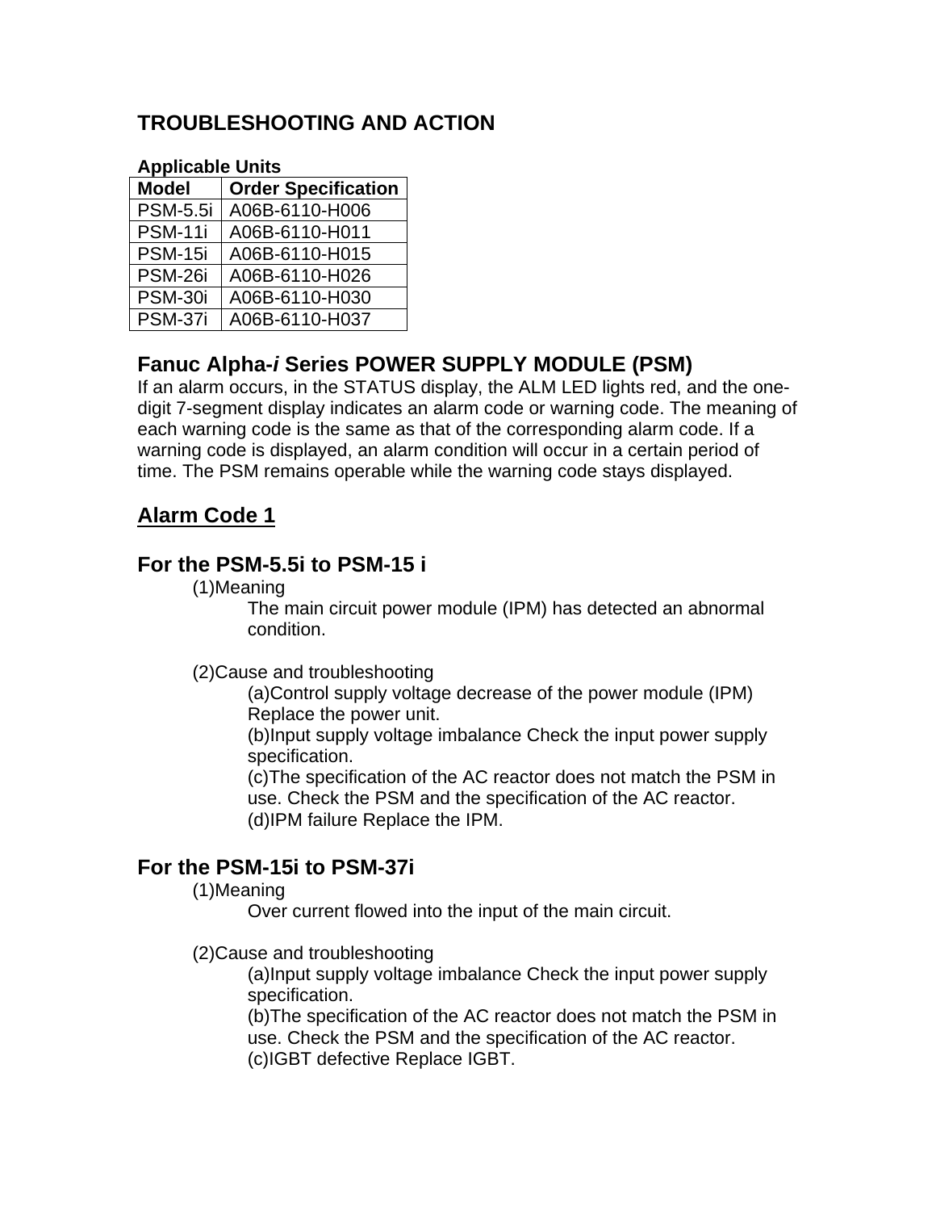# TROUBLESHOOTING AND ACTION

**Applicable Units**

| Model | Order Specification |
|---|---|
| PSM-5.5i | A06B-6110-H006 |
| PSM-11i | A06B-6110-H011 |
| PSM-15i | A06B-6110-H015 |
| PSM-26i | A06B-6110-H026 |
| PSM-30i | A06B-6110-H030 |
| PSM-37i | A06B-6110-H037 |

## Fanuc Alpha-*i* Series POWER SUPPLY MODULE (PSM)

If an alarm occurs, in the STATUS display, the ALM LED lights red, and the one-digit 7-segment display indicates an alarm code or warning code. The meaning of each warning code is the same as that of the corresponding alarm code. If a warning code is displayed, an alarm condition will occur in a certain period of time. The PSM remains operable while the warning code stays displayed.

## Alarm Code 1

### For the PSM-5.5i to PSM-15 i

(1)Meaning

The main circuit power module (IPM) has detected an abnormal condition.

(2)Cause and troubleshooting

(a)Control supply voltage decrease of the power module (IPM) Replace the power unit.
(b)Input supply voltage imbalance Check the input power supply specification.
(c)The specification of the AC reactor does not match the PSM in use. Check the PSM and the specification of the AC reactor.
(d)IPM failure Replace the IPM.

### For the PSM-15i to PSM-37i

(1)Meaning

Over current flowed into the input of the main circuit.

(2)Cause and troubleshooting

(a)Input supply voltage imbalance Check the input power supply specification.
(b)The specification of the AC reactor does not match the PSM in use. Check the PSM and the specification of the AC reactor.
(c)IGBT defective Replace IGBT.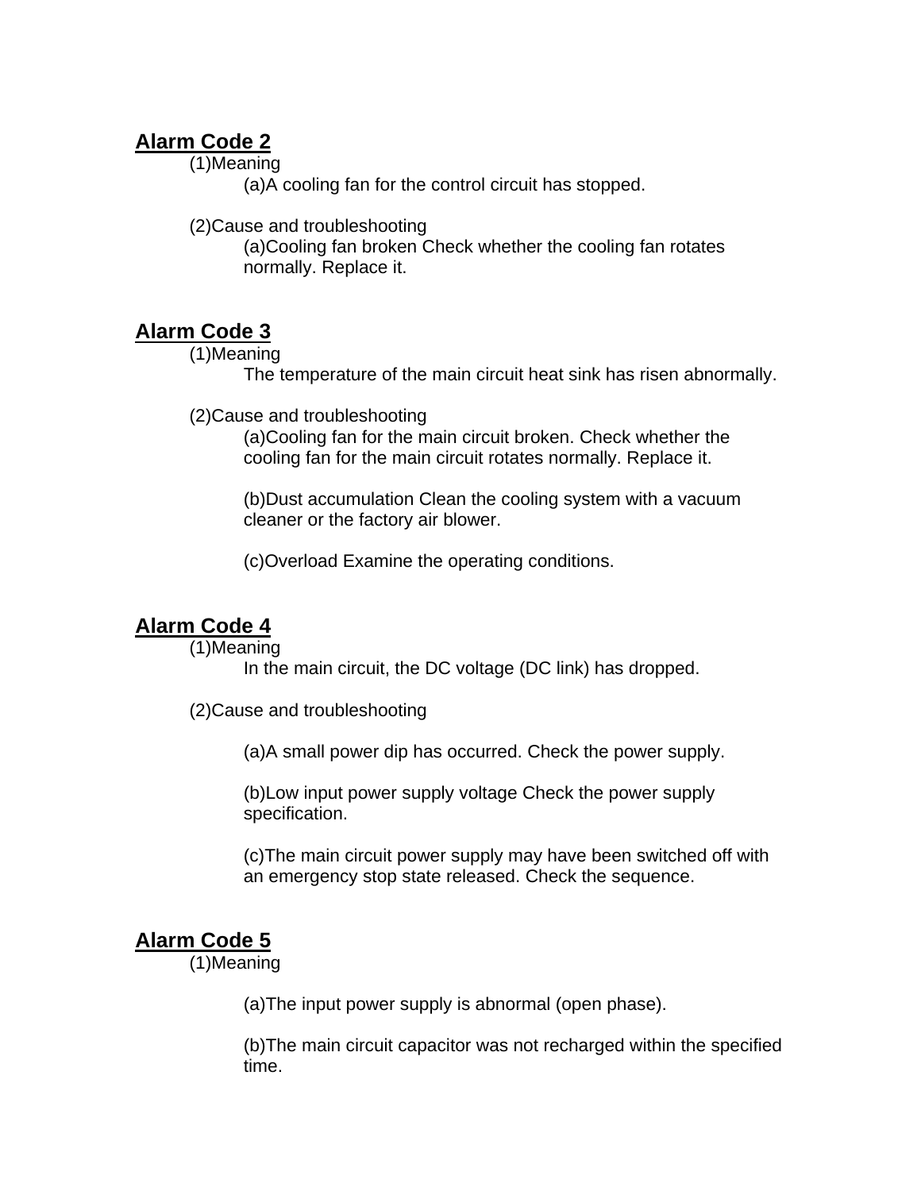## Alarm Code 2

(1)Meaning

(a)A cooling fan for the control circuit has stopped.

(2)Cause and troubleshooting

(a)Cooling fan broken Check whether the cooling fan rotates normally. Replace it.

## Alarm Code 3

(1)Meaning

The temperature of the main circuit heat sink has risen abnormally.

(2)Cause and troubleshooting

(a)Cooling fan for the main circuit broken. Check whether the cooling fan for the main circuit rotates normally. Replace it.

(b)Dust accumulation Clean the cooling system with a vacuum cleaner or the factory air blower.

(c)Overload Examine the operating conditions.

## Alarm Code 4

(1)Meaning

In the main circuit, the DC voltage (DC link) has dropped.

(2)Cause and troubleshooting

(a)A small power dip has occurred. Check the power supply.

(b)Low input power supply voltage Check the power supply specification.

(c)The main circuit power supply may have been switched off with an emergency stop state released. Check the sequence.

## Alarm Code 5

(1)Meaning

(a)The input power supply is abnormal (open phase).

(b)The main circuit capacitor was not recharged within the specified time.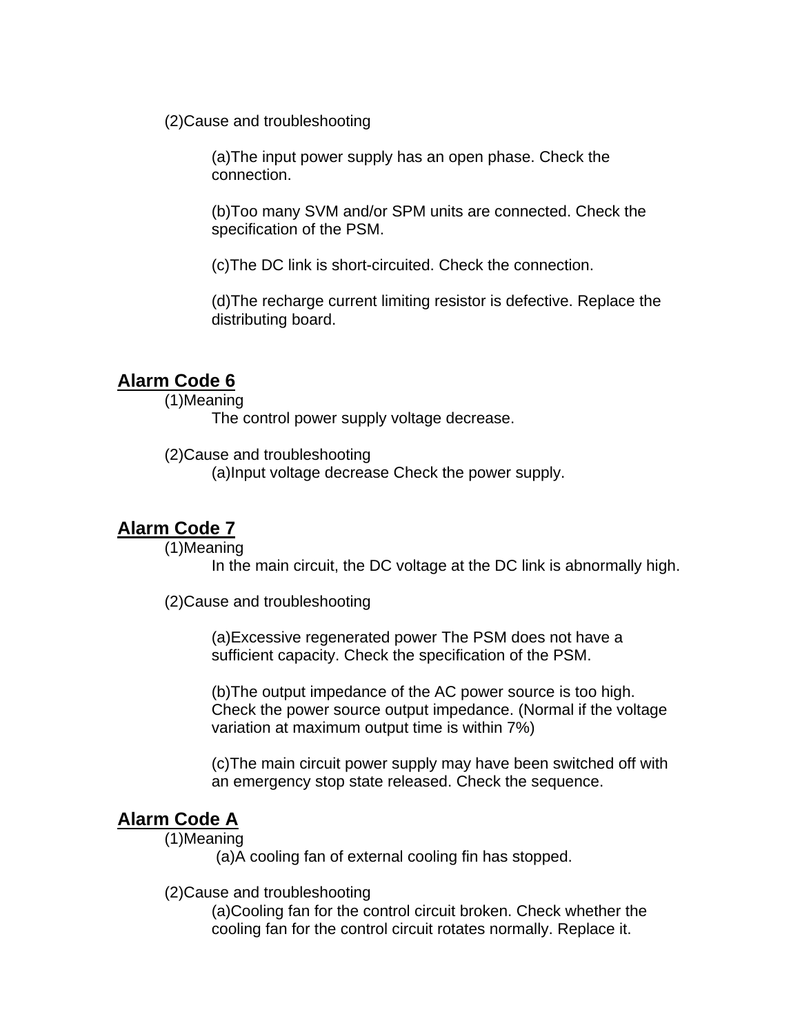(2)Cause and troubleshooting

(a)The input power supply has an open phase. Check the connection.

(b)Too many SVM and/or SPM units are connected. Check the specification of the PSM.

(c)The DC link is short-circuited. Check the connection.

(d)The recharge current limiting resistor is defective. Replace the distributing board.

## Alarm Code 6

(1)Meaning

The control power supply voltage decrease.

(2)Cause and troubleshooting

(a)Input voltage decrease Check the power supply.

## Alarm Code 7

(1)Meaning

In the main circuit, the DC voltage at the DC link is abnormally high.

(2)Cause and troubleshooting

(a)Excessive regenerated power The PSM does not have a sufficient capacity. Check the specification of the PSM.

(b)The output impedance of the AC power source is too high. Check the power source output impedance. (Normal if the voltage variation at maximum output time is within 7%)

(c)The main circuit power supply may have been switched off with an emergency stop state released. Check the sequence.

## Alarm Code A

(1)Meaning

(a)A cooling fan of external cooling fin has stopped.

(2)Cause and troubleshooting

(a)Cooling fan for the control circuit broken. Check whether the cooling fan for the control circuit rotates normally. Replace it.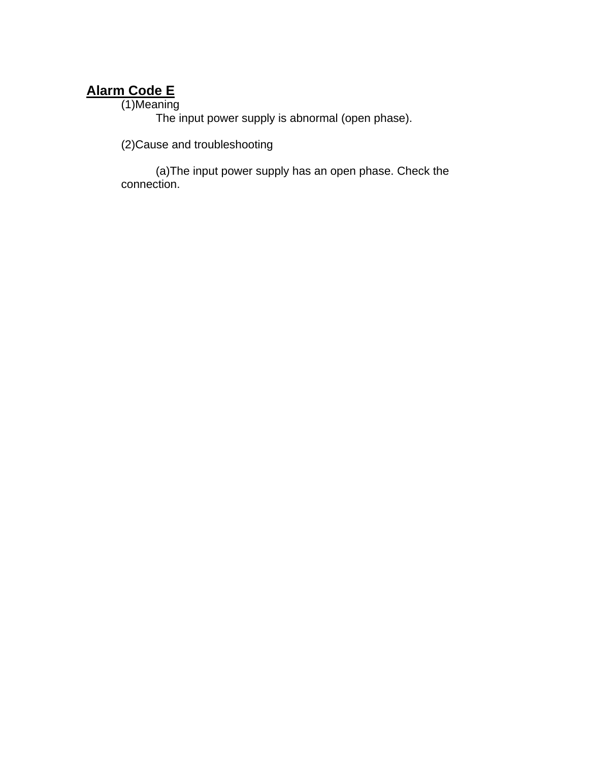## Alarm Code E

(1)Meaning

The input power supply is abnormal (open phase).

(2)Cause and troubleshooting

(a)The input power supply has an open phase. Check the connection.